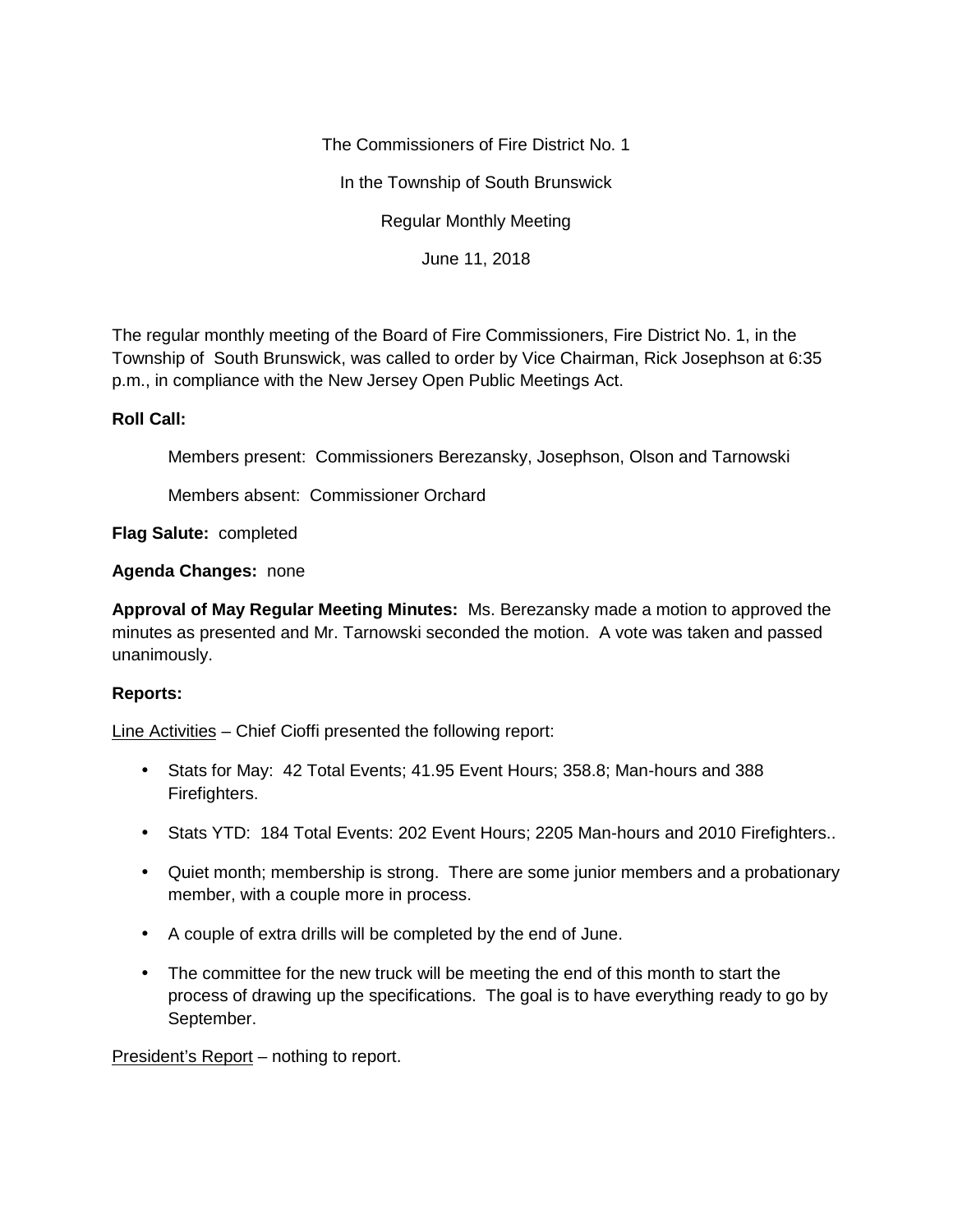The Commissioners of Fire District No. 1

In the Township of South Brunswick

Regular Monthly Meeting

June 11, 2018

The regular monthly meeting of the Board of Fire Commissioners, Fire District No. 1, in the Township of South Brunswick, was called to order by Vice Chairman, Rick Josephson at 6:35 p.m., in compliance with the New Jersey Open Public Meetings Act.

**Roll Call:**

Members present: Commissioners Berezansky, Josephson, Olson and Tarnowski

Members absent: Commissioner Orchard

**Flag Salute:** completed

**Agenda Changes:** none

**Approval of May Regular Meeting Minutes:** Ms. Berezansky made a motion to approved the minutes as presented and Mr. Tarnowski seconded the motion. A vote was taken and passed unanimously.

**Reports:**

Line Activities – Chief Cioffi presented the following report:

- Stats for May: 42 Total Events; 41.95 Event Hours; 358.8; Man-hours and 388 Firefighters.
- Stats YTD: 184 Total Events: 202 Event Hours; 2205 Man-hours and 2010 Firefighters..
- Quiet month; membership is strong. There are some junior members and a probationary member, with a couple more in process.
- A couple of extra drills will be completed by the end of June.
- The committee for the new truck will be meeting the end of this month to start the process of drawing up the specifications. The goal is to have everything ready to go by September.

President's Report – nothing to report.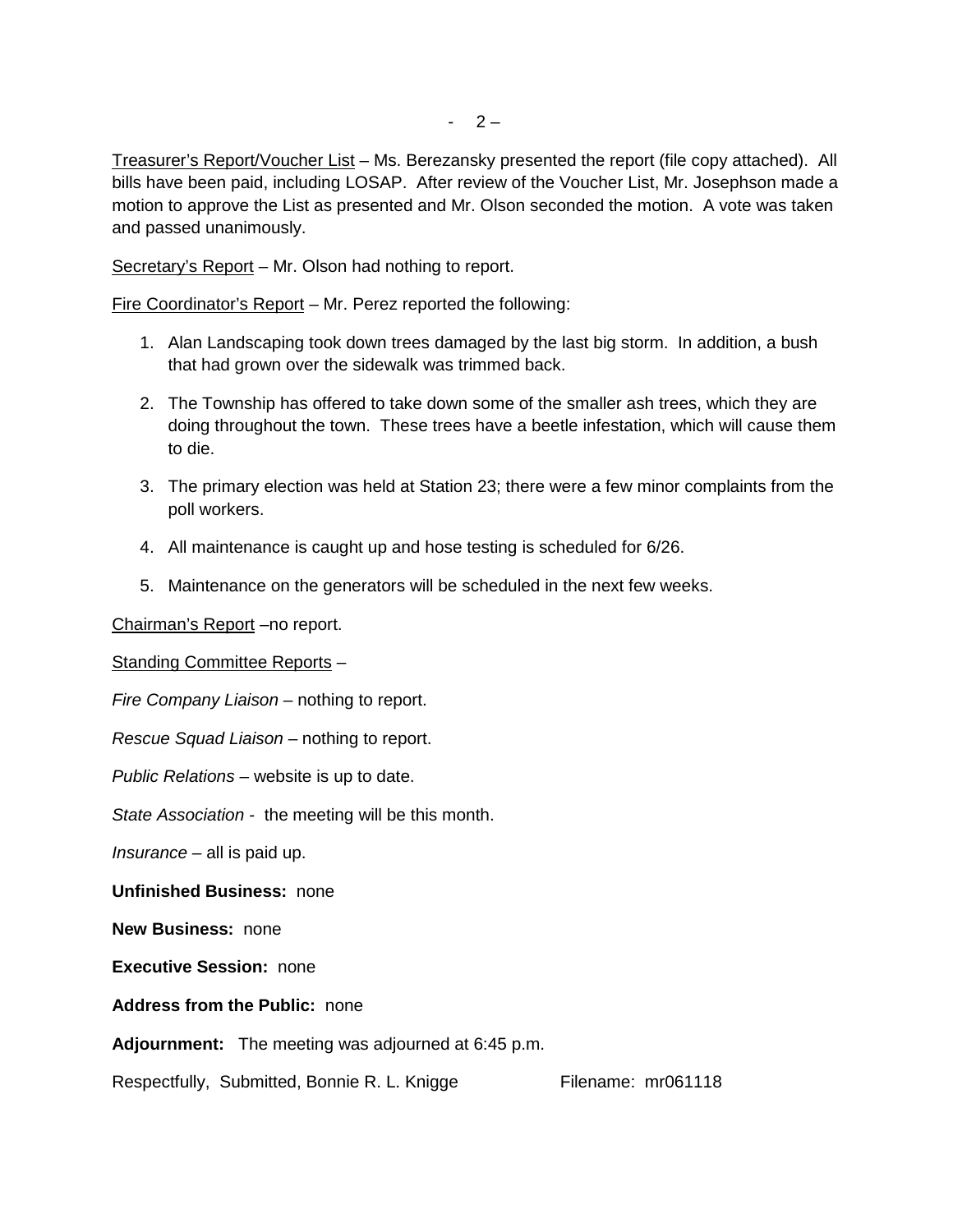Treasurer's Report/Voucher List – Ms. Berezansky presented the report (file copy attached). All bills have been paid, including LOSAP. After review of the Voucher List, Mr. Josephson made a motion to approve the List as presented and Mr. Olson seconded the motion. A vote was taken and passed unanimously.

Secretary's Report – Mr. Olson had nothing to report.

Fire Coordinator's Report – Mr. Perez reported the following:

1. Alan Landscaping took down trees damaged by the last big storm. In addition, a bush that had grown over the sidewalk was trimmed back.
2. The Township has offered to take down some of the smaller ash trees, which they are doing throughout the town. These trees have a beetle infestation, which will cause them to die.
3. The primary election was held at Station 23; there were a few minor complaints from the poll workers.
4. All maintenance is caught up and hose testing is scheduled for 6/26.
5. Maintenance on the generators will be scheduled in the next few weeks.

Chairman's Report –no report.

Standing Committee Reports –

*Fire Company Liaison* – nothing to report.

*Rescue Squad Liaison* – nothing to report.

*Public Relations* – website is up to date.

*State Association* - the meeting will be this month.

*Insurance* – all is paid up.

**Unfinished Business:** none

**New Business:** none

**Executive Session:** none

**Address from the Public:** none

**Adjournment:** The meeting was adjourned at 6:45 p.m.

Respectfully, Submitted, Bonnie R. L. Knigge Filename: mr061118